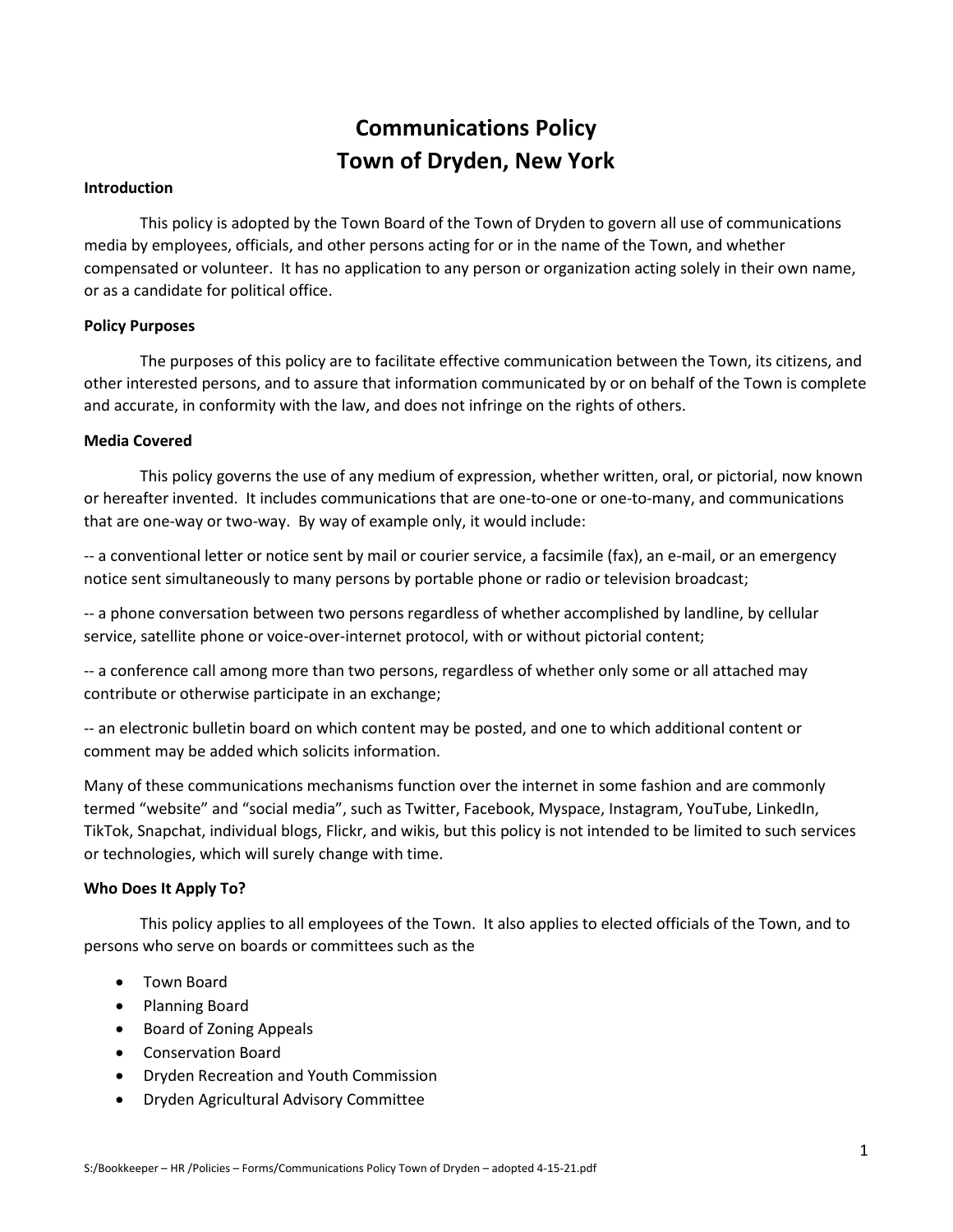# Communications Policy
# Town of Dryden, New York

**Introduction**

This policy is adopted by the Town Board of the Town of Dryden to govern all use of communications media by employees, officials, and other persons acting for or in the name of the Town, and whether compensated or volunteer. It has no application to any person or organization acting solely in their own name, or as a candidate for political office.

**Policy Purposes**

The purposes of this policy are to facilitate effective communication between the Town, its citizens, and other interested persons, and to assure that information communicated by or on behalf of the Town is complete and accurate, in conformity with the law, and does not infringe on the rights of others.

**Media Covered**

This policy governs the use of any medium of expression, whether written, oral, or pictorial, now known or hereafter invented. It includes communications that are one-to-one or one-to-many, and communications that are one-way or two-way. By way of example only, it would include:

-- a conventional letter or notice sent by mail or courier service, a facsimile (fax), an e-mail, or an emergency notice sent simultaneously to many persons by portable phone or radio or television broadcast;

-- a phone conversation between two persons regardless of whether accomplished by landline, by cellular service, satellite phone or voice-over-internet protocol, with or without pictorial content;

-- a conference call among more than two persons, regardless of whether only some or all attached may contribute or otherwise participate in an exchange;

-- an electronic bulletin board on which content may be posted, and one to which additional content or comment may be added which solicits information.

Many of these communications mechanisms function over the internet in some fashion and are commonly termed "website" and "social media", such as Twitter, Facebook, Myspace, Instagram, YouTube, LinkedIn, TikTok, Snapchat, individual blogs, Flickr, and wikis, but this policy is not intended to be limited to such services or technologies, which will surely change with time.

**Who Does It Apply To?**

This policy applies to all employees of the Town. It also applies to elected officials of the Town, and to persons who serve on boards or committees such as the

- Town Board
- Planning Board
- Board of Zoning Appeals
- Conservation Board
- Dryden Recreation and Youth Commission
- Dryden Agricultural Advisory Committee

S:/Bookkeeper – HR /Policies – Forms/Communications Policy Town of Dryden – adopted 4-15-21.pdf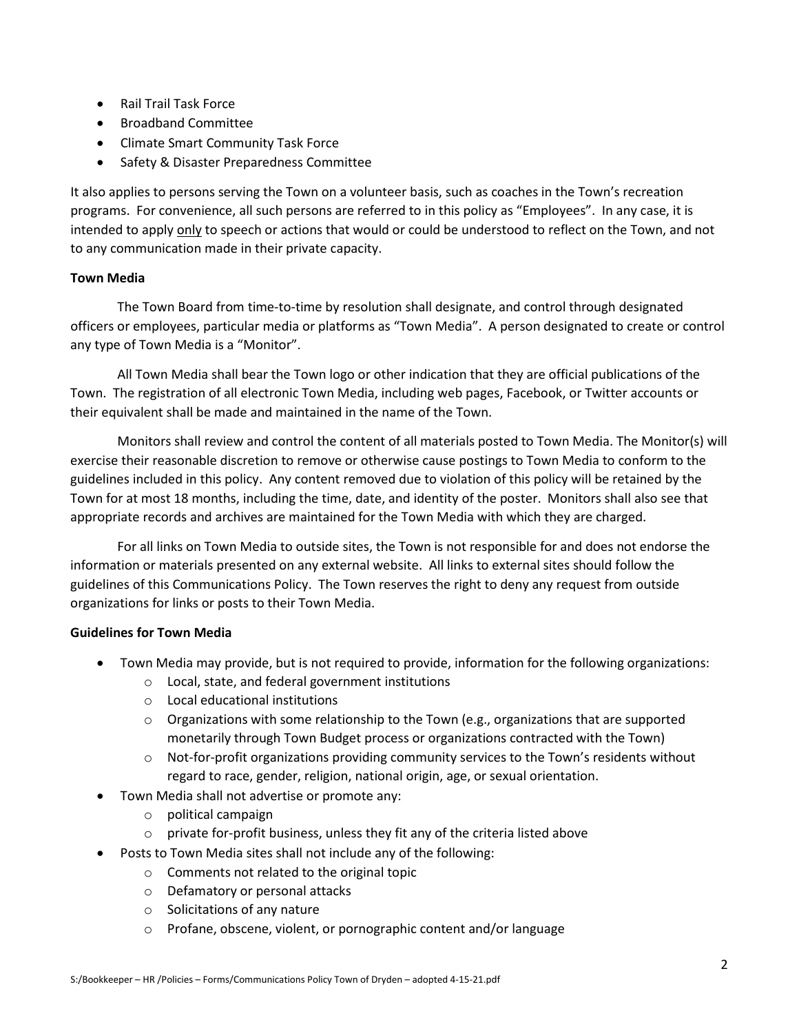- Rail Trail Task Force
- Broadband Committee
- Climate Smart Community Task Force
- Safety & Disaster Preparedness Committee

It also applies to persons serving the Town on a volunteer basis, such as coaches in the Town's recreation programs. For convenience, all such persons are referred to in this policy as "Employees". In any case, it is intended to apply only to speech or actions that would or could be understood to reflect on the Town, and not to any communication made in their private capacity.

**Town Media**

The Town Board from time-to-time by resolution shall designate, and control through designated officers or employees, particular media or platforms as "Town Media". A person designated to create or control any type of Town Media is a "Monitor".

All Town Media shall bear the Town logo or other indication that they are official publications of the Town. The registration of all electronic Town Media, including web pages, Facebook, or Twitter accounts or their equivalent shall be made and maintained in the name of the Town.

Monitors shall review and control the content of all materials posted to Town Media. The Monitor(s) will exercise their reasonable discretion to remove or otherwise cause postings to Town Media to conform to the guidelines included in this policy. Any content removed due to violation of this policy will be retained by the Town for at most 18 months, including the time, date, and identity of the poster. Monitors shall also see that appropriate records and archives are maintained for the Town Media with which they are charged.

For all links on Town Media to outside sites, the Town is not responsible for and does not endorse the information or materials presented on any external website. All links to external sites should follow the guidelines of this Communications Policy. The Town reserves the right to deny any request from outside organizations for links or posts to their Town Media.

**Guidelines for Town Media**

- Town Media may provide, but is not required to provide, information for the following organizations:
    - Local, state, and federal government institutions
    - Local educational institutions
    - Organizations with some relationship to the Town (e.g., organizations that are supported monetarily through Town Budget process or organizations contracted with the Town)
    - Not-for-profit organizations providing community services to the Town's residents without regard to race, gender, religion, national origin, age, or sexual orientation.
- Town Media shall not advertise or promote any:
    - political campaign
    - private for-profit business, unless they fit any of the criteria listed above
- Posts to Town Media sites shall not include any of the following:
    - Comments not related to the original topic
    - Defamatory or personal attacks
    - Solicitations of any nature
    - Profane, obscene, violent, or pornographic content and/or language

S:/Bookkeeper – HR /Policies – Forms/Communications Policy Town of Dryden – adopted 4-15-21.pdf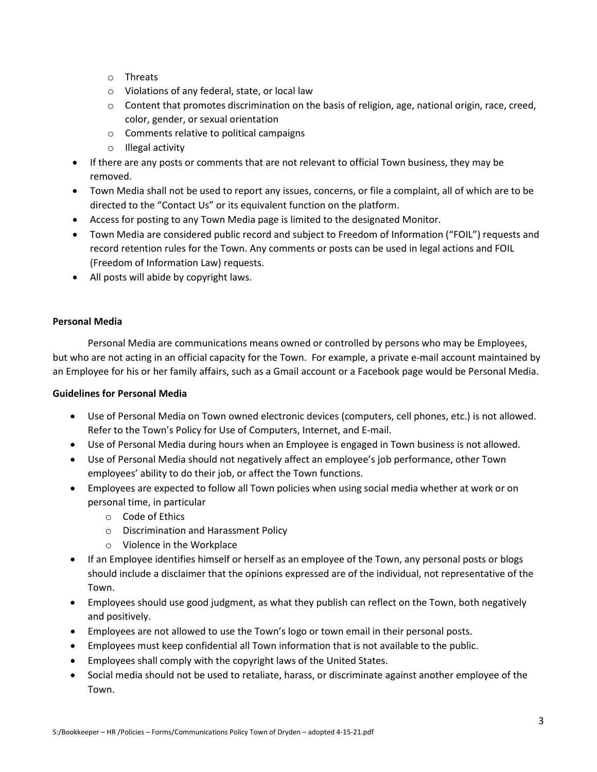- Threats
  - Violations of any federal, state, or local law
  - Content that promotes discrimination on the basis of religion, age, national origin, race, creed, color, gender, or sexual orientation
  - Comments relative to political campaigns
  - Illegal activity
- If there are any posts or comments that are not relevant to official Town business, they may be removed.
- Town Media shall not be used to report any issues, concerns, or file a complaint, all of which are to be directed to the "Contact Us" or its equivalent function on the platform.
- Access for posting to any Town Media page is limited to the designated Monitor.
- Town Media are considered public record and subject to Freedom of Information ("FOIL") requests and record retention rules for the Town. Any comments or posts can be used in legal actions and FOIL (Freedom of Information Law) requests.
- All posts will abide by copyright laws.

**Personal Media**

Personal Media are communications means owned or controlled by persons who may be Employees, but who are not acting in an official capacity for the Town. For example, a private e-mail account maintained by an Employee for his or her family affairs, such as a Gmail account or a Facebook page would be Personal Media.

**Guidelines for Personal Media**

- Use of Personal Media on Town owned electronic devices (computers, cell phones, etc.) is not allowed. Refer to the Town's Policy for Use of Computers, Internet, and E-mail.
- Use of Personal Media during hours when an Employee is engaged in Town business is not allowed.
- Use of Personal Media should not negatively affect an employee's job performance, other Town employees' ability to do their job, or affect the Town functions.
- Employees are expected to follow all Town policies when using social media whether at work or on personal time, in particular
  - Code of Ethics
  - Discrimination and Harassment Policy
  - Violence in the Workplace
- If an Employee identifies himself or herself as an employee of the Town, any personal posts or blogs should include a disclaimer that the opinions expressed are of the individual, not representative of the Town.
- Employees should use good judgment, as what they publish can reflect on the Town, both negatively and positively.
- Employees are not allowed to use the Town's logo or town email in their personal posts.
- Employees must keep confidential all Town information that is not available to the public.
- Employees shall comply with the copyright laws of the United States.
- Social media should not be used to retaliate, harass, or discriminate against another employee of the Town.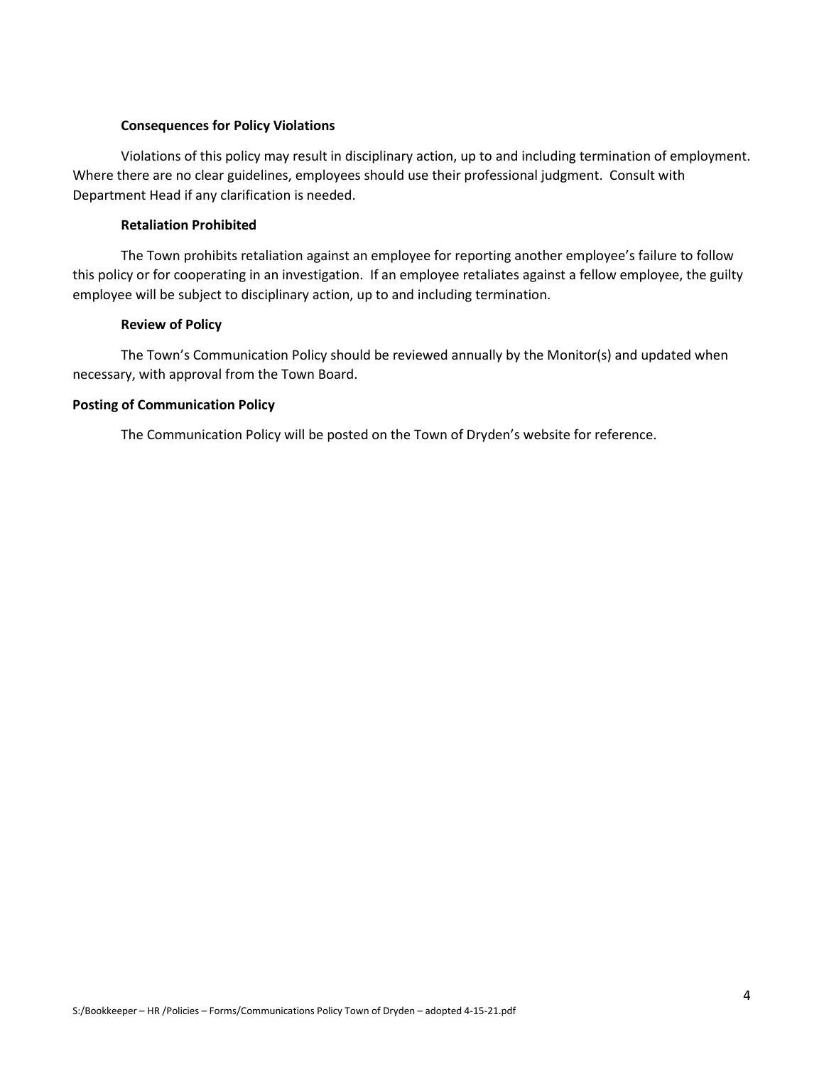### Consequences for Policy Violations

Violations of this policy may result in disciplinary action, up to and including termination of employment. Where there are no clear guidelines, employees should use their professional judgment. Consult with Department Head if any clarification is needed.

### Retaliation Prohibited

The Town prohibits retaliation against an employee for reporting another employee's failure to follow this policy or for cooperating in an investigation. If an employee retaliates against a fellow employee, the guilty employee will be subject to disciplinary action, up to and including termination.

### Review of Policy

The Town's Communication Policy should be reviewed annually by the Monitor(s) and updated when necessary, with approval from the Town Board.

## Posting of Communication Policy

The Communication Policy will be posted on the Town of Dryden's website for reference.